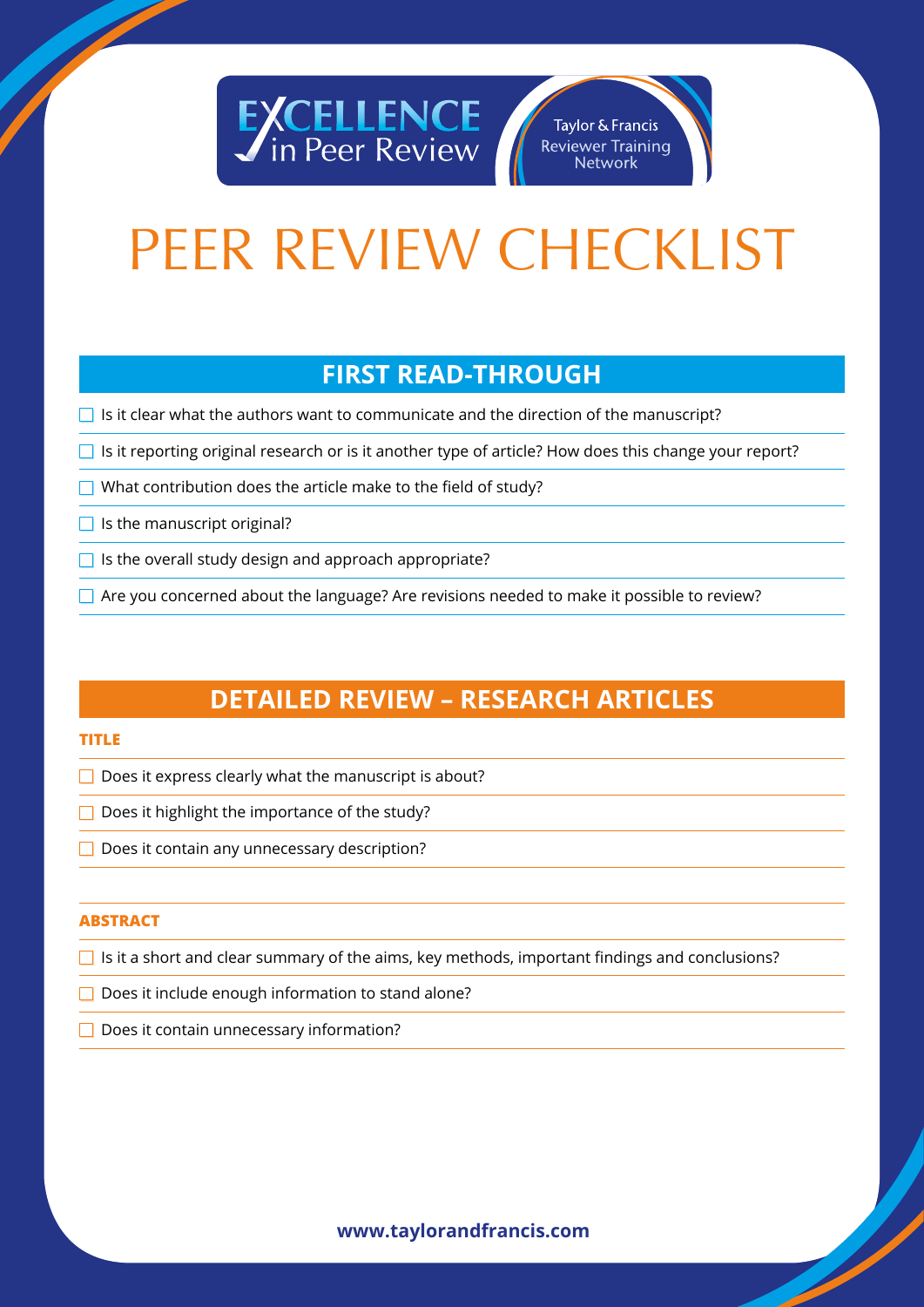EXCELLENCE in Peer Review

Taylor & Francis Reviewer Training Network

# PEER REVIEW CHECKLIST

## FIRST READ-THROUGH

- [ ] Is it clear what the authors want to communicate and the direction of the manuscript?
- [ ] Is it reporting original research or is it another type of article? How does this change your report?
- [ ] What contribution does the article make to the field of study?
- [ ] Is the manuscript original?
- [ ] Is the overall study design and approach appropriate?
- [ ] Are you concerned about the language? Are revisions needed to make it possible to review?

## DETAILED REVIEW – RESEARCH ARTICLES

### TITLE

- [ ] Does it express clearly what the manuscript is about?
- [ ] Does it highlight the importance of the study?
- [ ] Does it contain any unnecessary description?

### ABSTRACT

- [ ] Is it a short and clear summary of the aims, key methods, important findings and conclusions?
- [ ] Does it include enough information to stand alone?
- [ ] Does it contain unnecessary information?

**www.taylorandfrancis.com**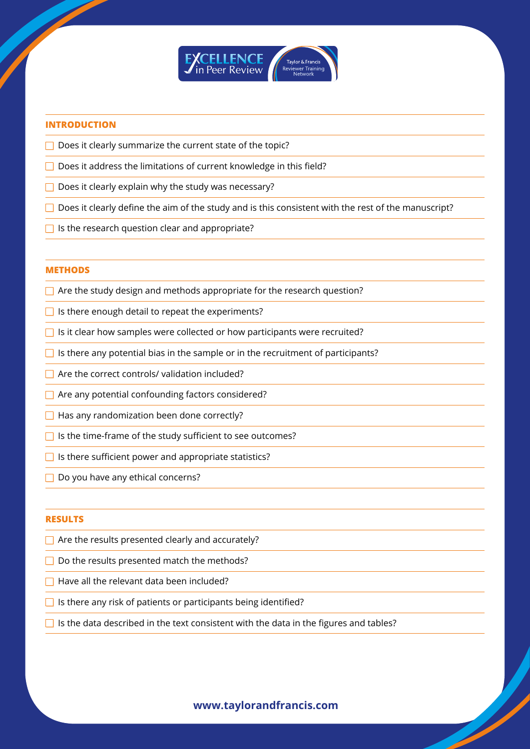## INTRODUCTION

- [ ] Does it clearly summarize the current state of the topic?
- [ ] Does it address the limitations of current knowledge in this field?
- [ ] Does it clearly explain why the study was necessary?
- [ ] Does it clearly define the aim of the study and is this consistent with the rest of the manuscript?
- [ ] Is the research question clear and appropriate?

## METHODS

- [ ] Are the study design and methods appropriate for the research question?
- [ ] Is there enough detail to repeat the experiments?
- [ ] Is it clear how samples were collected or how participants were recruited?
- [ ] Is there any potential bias in the sample or in the recruitment of participants?
- [ ] Are the correct controls/ validation included?
- [ ] Are any potential confounding factors considered?
- [ ] Has any randomization been done correctly?
- [ ] Is the time-frame of the study sufficient to see outcomes?
- [ ] Is there sufficient power and appropriate statistics?
- [ ] Do you have any ethical concerns?

## RESULTS

- [ ] Are the results presented clearly and accurately?
- [ ] Do the results presented match the methods?
- [ ] Have all the relevant data been included?
- [ ] Is there any risk of patients or participants being identified?
- [ ] Is the data described in the text consistent with the data in the figures and tables?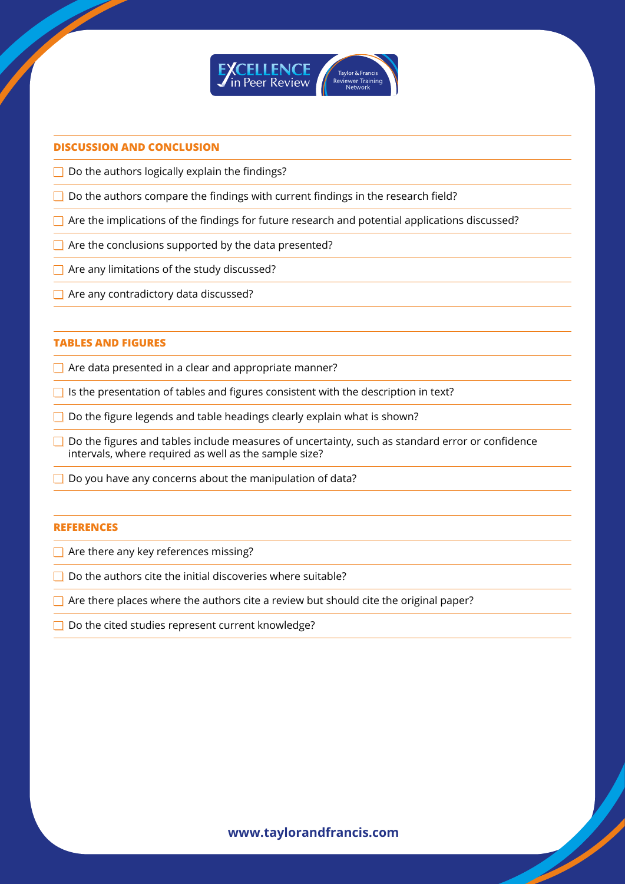## DISCUSSION AND CONCLUSION

- [ ] Do the authors logically explain the findings?
- [ ] Do the authors compare the findings with current findings in the research field?
- [ ] Are the implications of the findings for future research and potential applications discussed?
- [ ] Are the conclusions supported by the data presented?
- [ ] Are any limitations of the study discussed?
- [ ] Are any contradictory data discussed?

## TABLES AND FIGURES

- [ ] Are data presented in a clear and appropriate manner?
- [ ] Is the presentation of tables and figures consistent with the description in text?
- [ ] Do the figure legends and table headings clearly explain what is shown?
- [ ] Do the figures and tables include measures of uncertainty, such as standard error or confidence intervals, where required as well as the sample size?
- [ ] Do you have any concerns about the manipulation of data?

## REFERENCES

- [ ] Are there any key references missing?
- [ ] Do the authors cite the initial discoveries where suitable?
- [ ] Are there places where the authors cite a review but should cite the original paper?
- [ ] Do the cited studies represent current knowledge?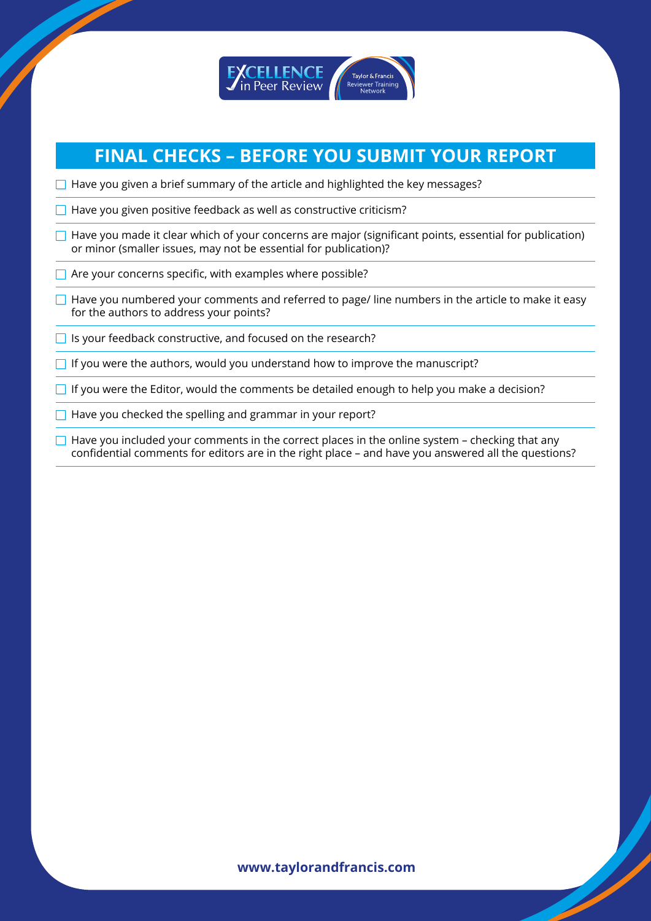## FINAL CHECKS – BEFORE YOU SUBMIT YOUR REPORT

- [ ] Have you given a brief summary of the article and highlighted the key messages?
- [ ] Have you given positive feedback as well as constructive criticism?
- [ ] Have you made it clear which of your concerns are major (significant points, essential for publication) or minor (smaller issues, may not be essential for publication)?
- [ ] Are your concerns specific, with examples where possible?
- [ ] Have you numbered your comments and referred to page/ line numbers in the article to make it easy for the authors to address your points?
- [ ] Is your feedback constructive, and focused on the research?
- [ ] If you were the authors, would you understand how to improve the manuscript?
- [ ] If you were the Editor, would the comments be detailed enough to help you make a decision?
- [ ] Have you checked the spelling and grammar in your report?
- [ ] Have you included your comments in the correct places in the online system – checking that any confidential comments for editors are in the right place – and have you answered all the questions?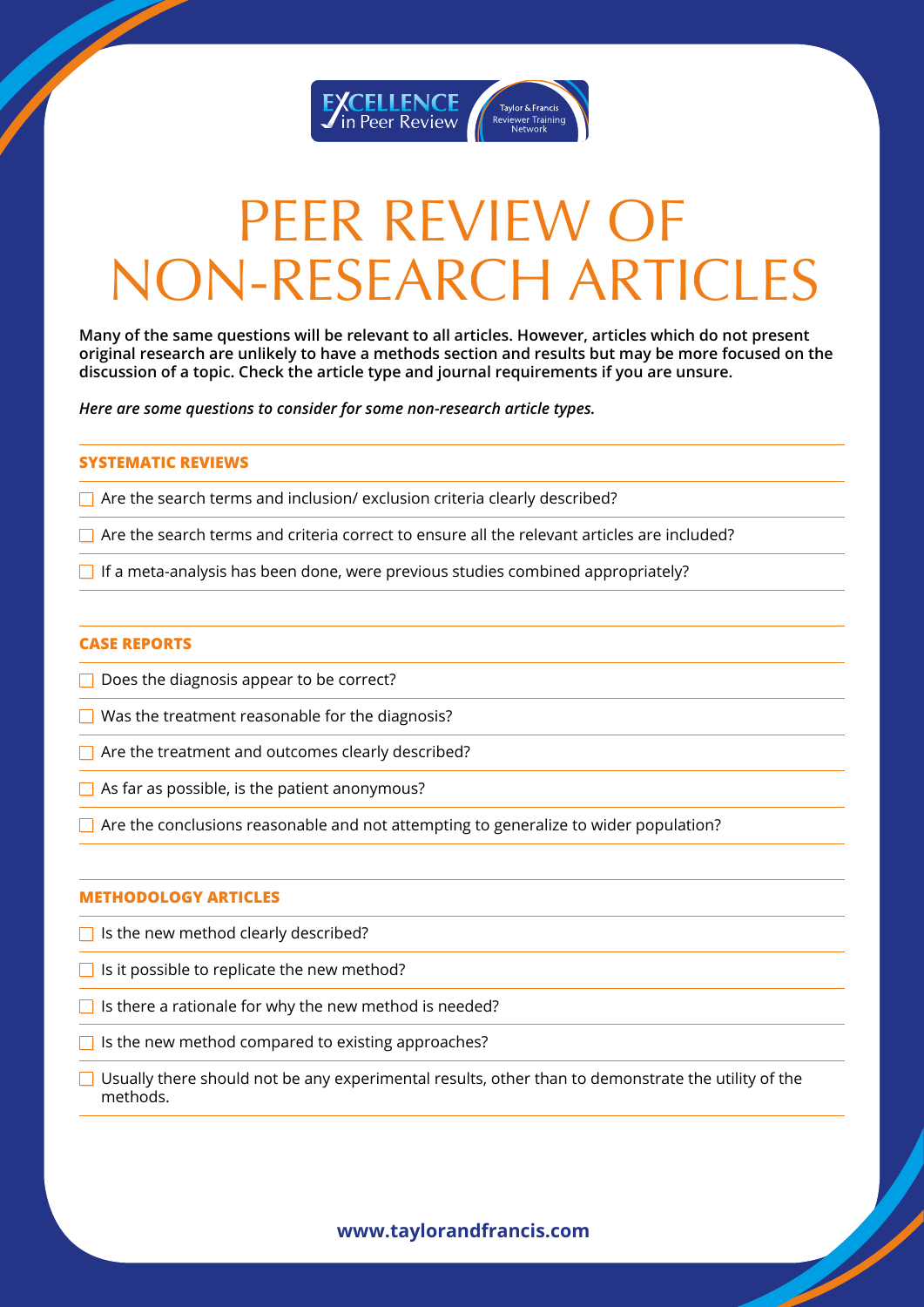# PEER REVIEW OF NON-RESEARCH ARTICLES

**Many of the same questions will be relevant to all articles. However, articles which do not present original research are unlikely to have a methods section and results but may be more focused on the discussion of a topic. Check the article type and journal requirements if you are unsure.**

***Here are some questions to consider for some non-research article types.***

## SYSTEMATIC REVIEWS

- [ ] Are the search terms and inclusion/ exclusion criteria clearly described?
- [ ] Are the search terms and criteria correct to ensure all the relevant articles are included?
- [ ] If a meta-analysis has been done, were previous studies combined appropriately?

## CASE REPORTS

- [ ] Does the diagnosis appear to be correct?
- [ ] Was the treatment reasonable for the diagnosis?
- [ ] Are the treatment and outcomes clearly described?
- [ ] As far as possible, is the patient anonymous?
- [ ] Are the conclusions reasonable and not attempting to generalize to wider population?

## METHODOLOGY ARTICLES

- [ ] Is the new method clearly described?
- [ ] Is it possible to replicate the new method?
- [ ] Is there a rationale for why the new method is needed?
- [ ] Is the new method compared to existing approaches?
- [ ] Usually there should not be any experimental results, other than to demonstrate the utility of the methods.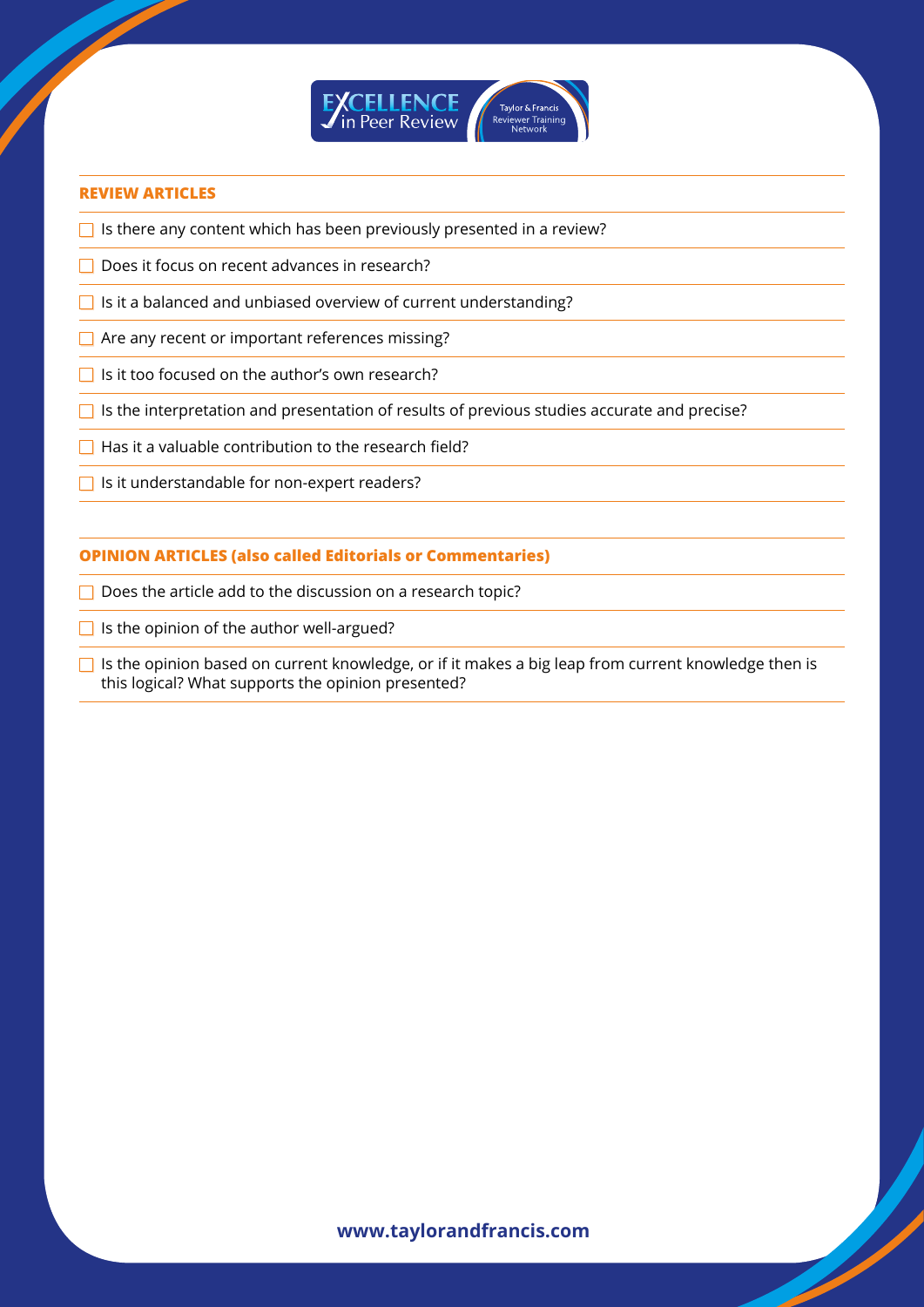## REVIEW ARTICLES

- [ ] Is there any content which has been previously presented in a review?
- [ ] Does it focus on recent advances in research?
- [ ] Is it a balanced and unbiased overview of current understanding?
- [ ] Are any recent or important references missing?
- [ ] Is it too focused on the author's own research?
- [ ] Is the interpretation and presentation of results of previous studies accurate and precise?
- [ ] Has it a valuable contribution to the research field?
- [ ] Is it understandable for non-expert readers?

## OPINION ARTICLES (also called Editorials or Commentaries)

- [ ] Does the article add to the discussion on a research topic?
- [ ] Is the opinion of the author well-argued?
- [ ] Is the opinion based on current knowledge, or if it makes a big leap from current knowledge then is this logical? What supports the opinion presented?

**www.taylorandfrancis.com**